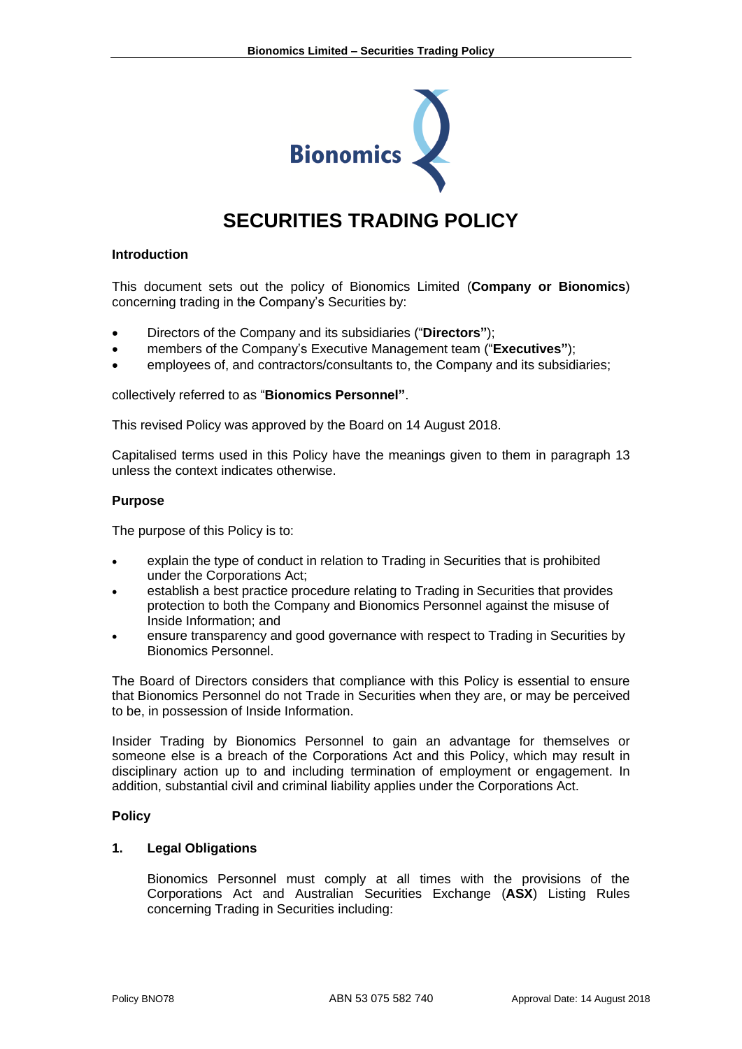# SECURITIES TRADING POLICY

### Introduction

This document sets out the policy of Bionomics Limited (**Company or Bionomics**) concerning trading in the Company's Securities by:

- Directors of the Company and its subsidiaries ("**Directors"**);
- members of the Company's Executive Management team ("**Executives"**);
- employees of, and contractors/consultants to, the Company and its subsidiaries;

collectively referred to as "**Bionomics Personnel"**.

This revised Policy was approved by the Board on 14 August 2018.

Capitalised terms used in this Policy have the meanings given to them in paragraph 13 unless the context indicates otherwise.

### Purpose

The purpose of this Policy is to:

- explain the type of conduct in relation to Trading in Securities that is prohibited under the Corporations Act;
- establish a best practice procedure relating to Trading in Securities that provides protection to both the Company and Bionomics Personnel against the misuse of Inside Information; and
- ensure transparency and good governance with respect to Trading in Securities by Bionomics Personnel.

The Board of Directors considers that compliance with this Policy is essential to ensure that Bionomics Personnel do not Trade in Securities when they are, or may be perceived to be, in possession of Inside Information.

Insider Trading by Bionomics Personnel to gain an advantage for themselves or someone else is a breach of the Corporations Act and this Policy, which may result in disciplinary action up to and including termination of employment or engagement. In addition, substantial civil and criminal liability applies under the Corporations Act.

### Policy

#### 1. Legal Obligations

Bionomics Personnel must comply at all times with the provisions of the Corporations Act and Australian Securities Exchange (**ASX**) Listing Rules concerning Trading in Securities including: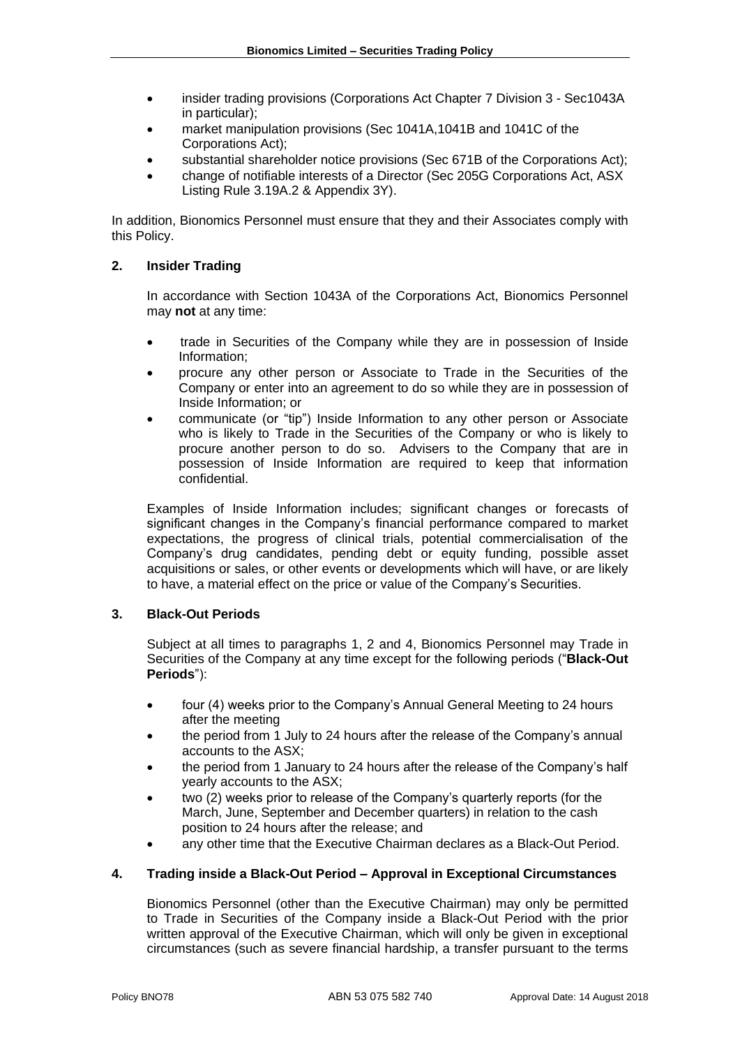- insider trading provisions (Corporations Act Chapter 7 Division 3 - Sec1043A in particular);
- market manipulation provisions (Sec 1041A,1041B and 1041C of the Corporations Act);
- substantial shareholder notice provisions (Sec 671B of the Corporations Act);
- change of notifiable interests of a Director (Sec 205G Corporations Act, ASX Listing Rule 3.19A.2 & Appendix 3Y).

In addition, Bionomics Personnel must ensure that they and their Associates comply with this Policy.

## 2. Insider Trading

In accordance with Section 1043A of the Corporations Act, Bionomics Personnel may **not** at any time:

- trade in Securities of the Company while they are in possession of Inside Information;
- procure any other person or Associate to Trade in the Securities of the Company or enter into an agreement to do so while they are in possession of Inside Information; or
- communicate (or "tip") Inside Information to any other person or Associate who is likely to Trade in the Securities of the Company or who is likely to procure another person to do so. Advisers to the Company that are in possession of Inside Information are required to keep that information confidential.

Examples of Inside Information includes; significant changes or forecasts of significant changes in the Company's financial performance compared to market expectations, the progress of clinical trials, potential commercialisation of the Company's drug candidates, pending debt or equity funding, possible asset acquisitions or sales, or other events or developments which will have, or are likely to have, a material effect on the price or value of the Company's Securities.

## 3. Black-Out Periods

Subject at all times to paragraphs 1, 2 and 4, Bionomics Personnel may Trade in Securities of the Company at any time except for the following periods ("**Black-Out Periods**"):

- four (4) weeks prior to the Company's Annual General Meeting to 24 hours after the meeting
- the period from 1 July to 24 hours after the release of the Company's annual accounts to the ASX;
- the period from 1 January to 24 hours after the release of the Company's half yearly accounts to the ASX;
- two (2) weeks prior to release of the Company's quarterly reports (for the March, June, September and December quarters) in relation to the cash position to 24 hours after the release; and
- any other time that the Executive Chairman declares as a Black-Out Period.

## 4. Trading inside a Black-Out Period – Approval in Exceptional Circumstances

Bionomics Personnel (other than the Executive Chairman) may only be permitted to Trade in Securities of the Company inside a Black-Out Period with the prior written approval of the Executive Chairman, which will only be given in exceptional circumstances (such as severe financial hardship, a transfer pursuant to the terms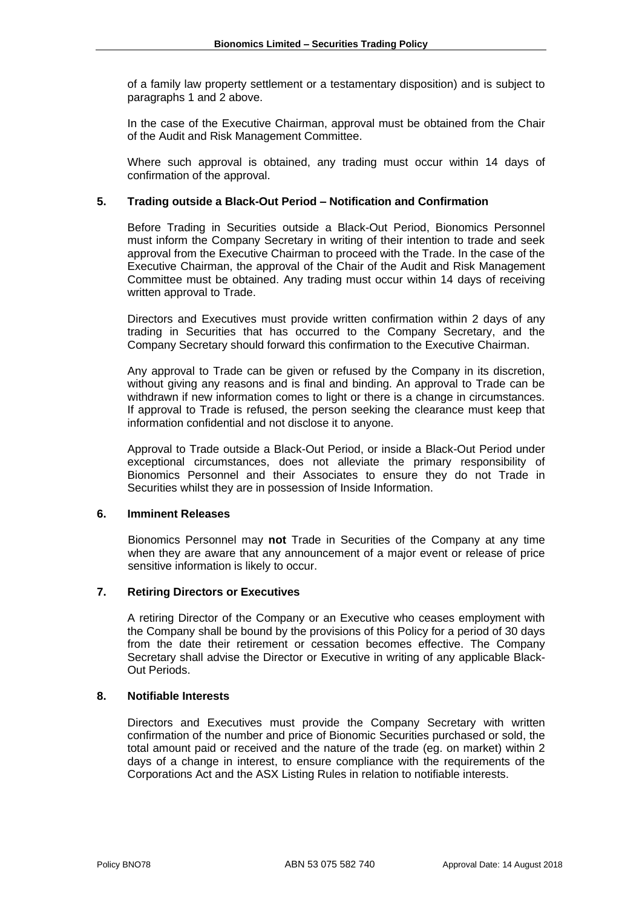of a family law property settlement or a testamentary disposition) and is subject to paragraphs 1 and 2 above.

In the case of the Executive Chairman, approval must be obtained from the Chair of the Audit and Risk Management Committee.

Where such approval is obtained, any trading must occur within 14 days of confirmation of the approval.

## 5. Trading outside a Black-Out Period – Notification and Confirmation

Before Trading in Securities outside a Black-Out Period, Bionomics Personnel must inform the Company Secretary in writing of their intention to trade and seek approval from the Executive Chairman to proceed with the Trade. In the case of the Executive Chairman, the approval of the Chair of the Audit and Risk Management Committee must be obtained. Any trading must occur within 14 days of receiving written approval to Trade.

Directors and Executives must provide written confirmation within 2 days of any trading in Securities that has occurred to the Company Secretary, and the Company Secretary should forward this confirmation to the Executive Chairman.

Any approval to Trade can be given or refused by the Company in its discretion, without giving any reasons and is final and binding. An approval to Trade can be withdrawn if new information comes to light or there is a change in circumstances. If approval to Trade is refused, the person seeking the clearance must keep that information confidential and not disclose it to anyone.

Approval to Trade outside a Black-Out Period, or inside a Black-Out Period under exceptional circumstances, does not alleviate the primary responsibility of Bionomics Personnel and their Associates to ensure they do not Trade in Securities whilst they are in possession of Inside Information.

## 6. Imminent Releases

Bionomics Personnel may **not** Trade in Securities of the Company at any time when they are aware that any announcement of a major event or release of price sensitive information is likely to occur.

## 7. Retiring Directors or Executives

A retiring Director of the Company or an Executive who ceases employment with the Company shall be bound by the provisions of this Policy for a period of 30 days from the date their retirement or cessation becomes effective. The Company Secretary shall advise the Director or Executive in writing of any applicable Black-Out Periods.

## 8. Notifiable Interests

Directors and Executives must provide the Company Secretary with written confirmation of the number and price of Bionomic Securities purchased or sold, the total amount paid or received and the nature of the trade (eg. on market) within 2 days of a change in interest, to ensure compliance with the requirements of the Corporations Act and the ASX Listing Rules in relation to notifiable interests.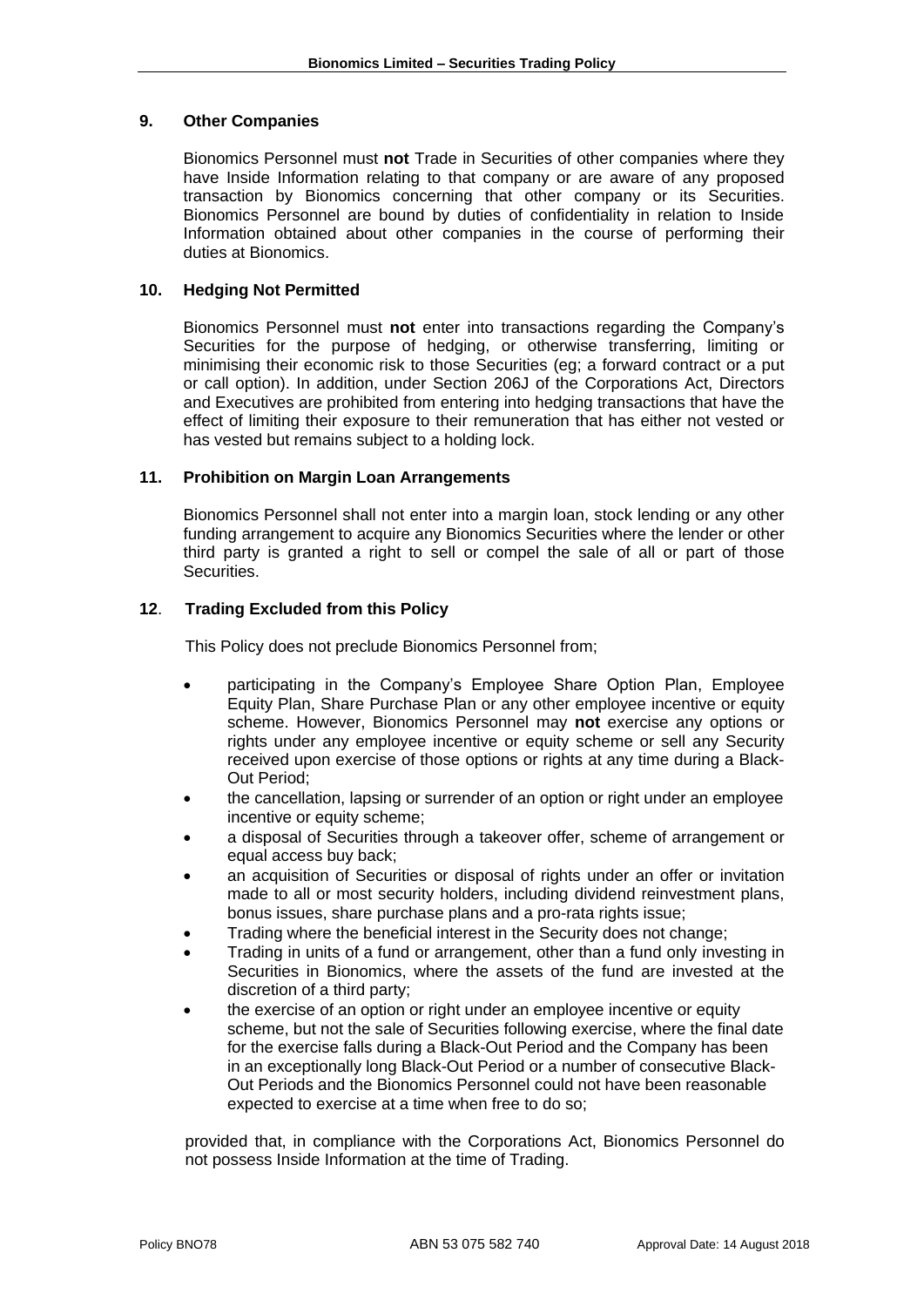## 9. Other Companies

Bionomics Personnel must **not** Trade in Securities of other companies where they have Inside Information relating to that company or are aware of any proposed transaction by Bionomics concerning that other company or its Securities. Bionomics Personnel are bound by duties of confidentiality in relation to Inside Information obtained about other companies in the course of performing their duties at Bionomics.

## 10. Hedging Not Permitted

Bionomics Personnel must **not** enter into transactions regarding the Company's Securities for the purpose of hedging, or otherwise transferring, limiting or minimising their economic risk to those Securities (eg; a forward contract or a put or call option). In addition, under Section 206J of the Corporations Act, Directors and Executives are prohibited from entering into hedging transactions that have the effect of limiting their exposure to their remuneration that has either not vested or has vested but remains subject to a holding lock.

## 11. Prohibition on Margin Loan Arrangements

Bionomics Personnel shall not enter into a margin loan, stock lending or any other funding arrangement to acquire any Bionomics Securities where the lender or other third party is granted a right to sell or compel the sale of all or part of those Securities.

## 12. Trading Excluded from this Policy

This Policy does not preclude Bionomics Personnel from;

- participating in the Company's Employee Share Option Plan, Employee Equity Plan, Share Purchase Plan or any other employee incentive or equity scheme. However, Bionomics Personnel may **not** exercise any options or rights under any employee incentive or equity scheme or sell any Security received upon exercise of those options or rights at any time during a Black-Out Period;
- the cancellation, lapsing or surrender of an option or right under an employee incentive or equity scheme;
- a disposal of Securities through a takeover offer, scheme of arrangement or equal access buy back;
- an acquisition of Securities or disposal of rights under an offer or invitation made to all or most security holders, including dividend reinvestment plans, bonus issues, share purchase plans and a pro-rata rights issue;
- Trading where the beneficial interest in the Security does not change;
- Trading in units of a fund or arrangement, other than a fund only investing in Securities in Bionomics, where the assets of the fund are invested at the discretion of a third party;
- the exercise of an option or right under an employee incentive or equity scheme, but not the sale of Securities following exercise, where the final date for the exercise falls during a Black-Out Period and the Company has been in an exceptionally long Black-Out Period or a number of consecutive Black-Out Periods and the Bionomics Personnel could not have been reasonable expected to exercise at a time when free to do so;

provided that, in compliance with the Corporations Act, Bionomics Personnel do not possess Inside Information at the time of Trading.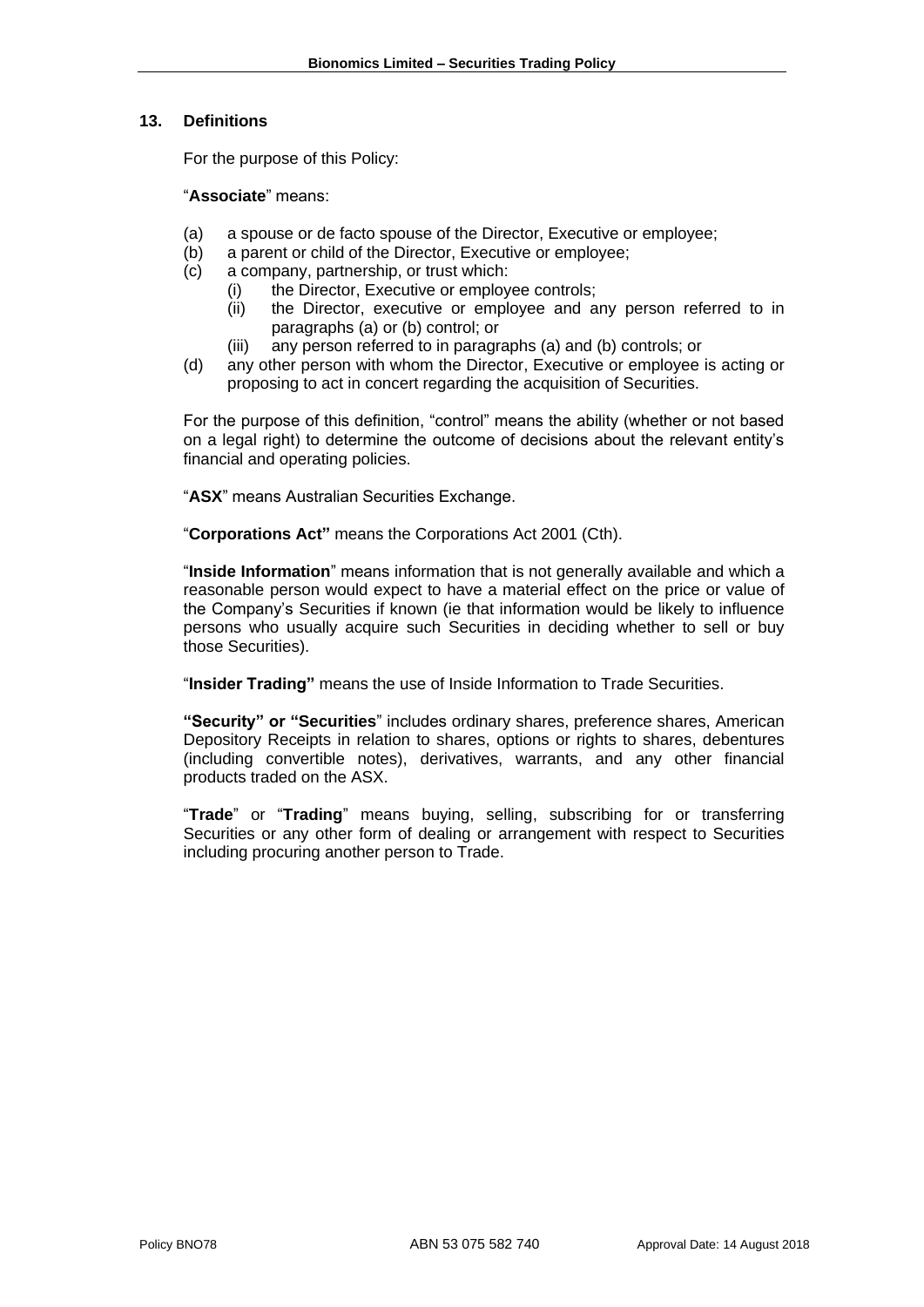## 13. Definitions

For the purpose of this Policy:

"**Associate**" means:

(a) a spouse or de facto spouse of the Director, Executive or employee;
(b) a parent or child of the Director, Executive or employee;
(c) a company, partnership, or trust which:
   (i) the Director, Executive or employee controls;
   (ii) the Director, executive or employee and any person referred to in paragraphs (a) or (b) control; or
   (iii) any person referred to in paragraphs (a) and (b) controls; or
(d) any other person with whom the Director, Executive or employee is acting or proposing to act in concert regarding the acquisition of Securities.

For the purpose of this definition, "control" means the ability (whether or not based on a legal right) to determine the outcome of decisions about the relevant entity's financial and operating policies.

"**ASX**" means Australian Securities Exchange.

"**Corporations Act"** means the Corporations Act 2001 (Cth).

"**Inside Information**" means information that is not generally available and which a reasonable person would expect to have a material effect on the price or value of the Company's Securities if known (ie that information would be likely to influence persons who usually acquire such Securities in deciding whether to sell or buy those Securities).

"**Insider Trading"** means the use of Inside Information to Trade Securities.

**"Security" or "Securities**" includes ordinary shares, preference shares, American Depository Receipts in relation to shares, options or rights to shares, debentures (including convertible notes), derivatives, warrants, and any other financial products traded on the ASX.

"**Trade**" or "**Trading**" means buying, selling, subscribing for or transferring Securities or any other form of dealing or arrangement with respect to Securities including procuring another person to Trade.